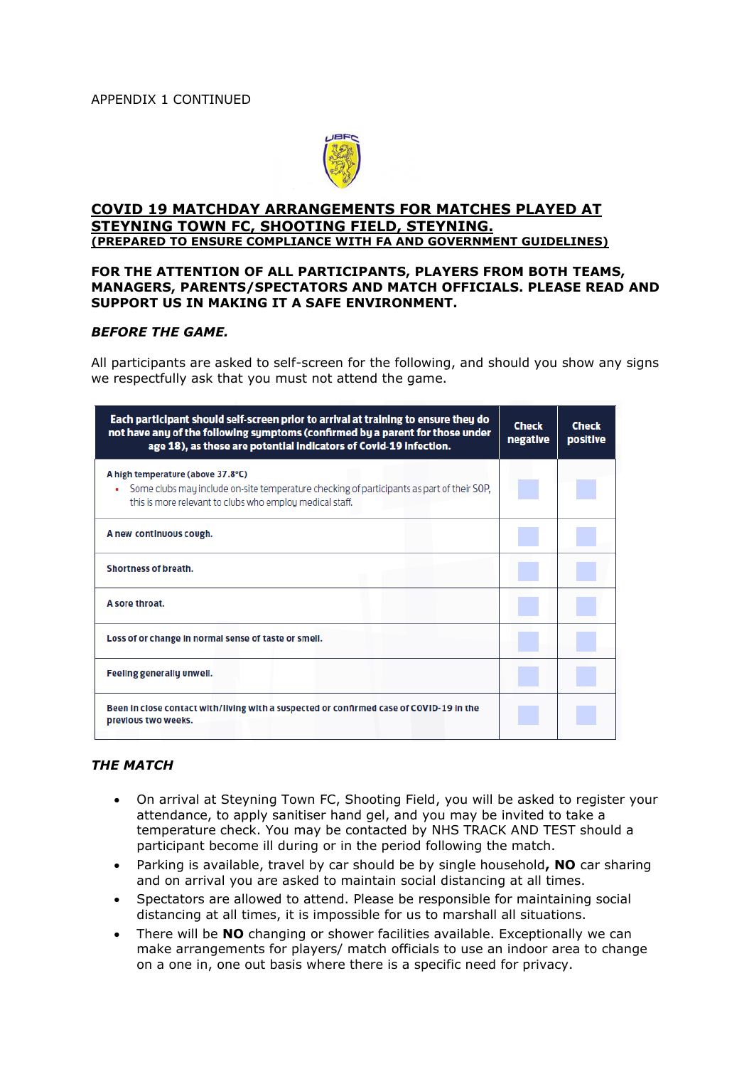APPENDIX 1 CONTINUED

## COVID 19 MATCHDAY ARRANGEMENTS FOR MATCHES PLAYED AT STEYNING TOWN FC, SHOOTING FIELD, STEYNING.

**(PREPARED TO ENSURE COMPLIANCE WITH FA AND GOVERNMENT GUIDELINES)**

**FOR THE ATTENTION OF ALL PARTICIPANTS, PLAYERS FROM BOTH TEAMS, MANAGERS, PARENTS/SPECTATORS AND MATCH OFFICIALS. PLEASE READ AND SUPPORT US IN MAKING IT A SAFE ENVIRONMENT.**

***BEFORE THE GAME.***

All participants are asked to self-screen for the following, and should you show any signs we respectfully ask that you must not attend the game.

| Each participant should self-screen prior to arrival at training to ensure they do not have any of the following symptoms (confirmed by a parent for those under age 18), as these are potential indicators of Covid-19 infection. | Check negative | Check positive |
|---|---|---|
| A high temperature (above 37.8°C)<br>• Some clubs may include on-site temperature checking of participants as part of their SOP, this is more relevant to clubs who employ medical staff. | | |
| A new continuous cough. | | |
| Shortness of breath. | | |
| A sore throat. | | |
| Loss of or change in normal sense of taste or smell. | | |
| Feeling generally unwell. | | |
| Been in close contact with/living with a suspected or confirmed case of COVID-19 in the previous two weeks. | | |

***THE MATCH***

- On arrival at Steyning Town FC, Shooting Field, you will be asked to register your attendance, to apply sanitiser hand gel, and you may be invited to take a temperature check. You may be contacted by NHS TRACK AND TEST should a participant become ill during or in the period following the match.
- Parking is available, travel by car should be by single household**, NO** car sharing and on arrival you are asked to maintain social distancing at all times.
- Spectators are allowed to attend. Please be responsible for maintaining social distancing at all times, it is impossible for us to marshall all situations.
- There will be **NO** changing or shower facilities available. Exceptionally we can make arrangements for players/ match officials to use an indoor area to change on a one in, one out basis where there is a specific need for privacy.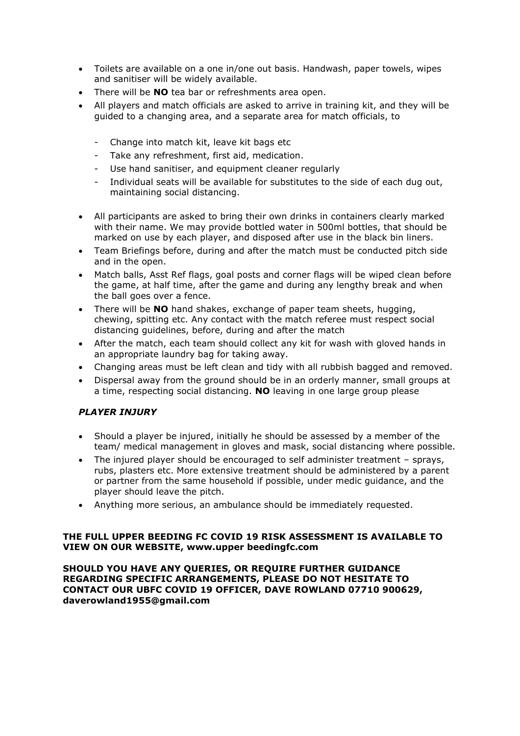- Toilets are available on a one in/one out basis. Handwash, paper towels, wipes and sanitiser will be widely available.
- There will be **NO** tea bar or refreshments area open.
- All players and match officials are asked to arrive in training kit, and they will be guided to a changing area, and a separate area for match officials, to

  - Change into match kit, leave kit bags etc
  - Take any refreshment, first aid, medication.
  - Use hand sanitiser, and equipment cleaner regularly
  - Individual seats will be available for substitutes to the side of each dug out, maintaining social distancing.

- All participants are asked to bring their own drinks in containers clearly marked with their name. We may provide bottled water in 500ml bottles, that should be marked on use by each player, and disposed after use in the black bin liners.
- Team Briefings before, during and after the match must be conducted pitch side and in the open.
- Match balls, Asst Ref flags, goal posts and corner flags will be wiped clean before the game, at half time, after the game and during any lengthy break and when the ball goes over a fence.
- There will be **NO** hand shakes, exchange of paper team sheets, hugging, chewing, spitting etc. Any contact with the match referee must respect social distancing guidelines, before, during and after the match
- After the match, each team should collect any kit for wash with gloved hands in an appropriate laundry bag for taking away.
- Changing areas must be left clean and tidy with all rubbish bagged and removed.
- Dispersal away from the ground should be in an orderly manner, small groups at a time, respecting social distancing. **NO** leaving in one large group please

### *PLAYER INJURY*

- Should a player be injured, initially he should be assessed by a member of the team/ medical management in gloves and mask, social distancing where possible.
- The injured player should be encouraged to self administer treatment – sprays, rubs, plasters etc. More extensive treatment should be administered by a parent or partner from the same household if possible, under medic guidance, and the player should leave the pitch.
- Anything more serious, an ambulance should be immediately requested.

**THE FULL UPPER BEEDING FC COVID 19 RISK ASSESSMENT IS AVAILABLE TO VIEW ON OUR WEBSITE, www.upper beedingfc.com**

**SHOULD YOU HAVE ANY QUERIES, OR REQUIRE FURTHER GUIDANCE REGARDING SPECIFIC ARRANGEMENTS, PLEASE DO NOT HESITATE TO CONTACT OUR UBFC COVID 19 OFFICER, DAVE ROWLAND 07710 900629, daverowland1955@gmail.com**